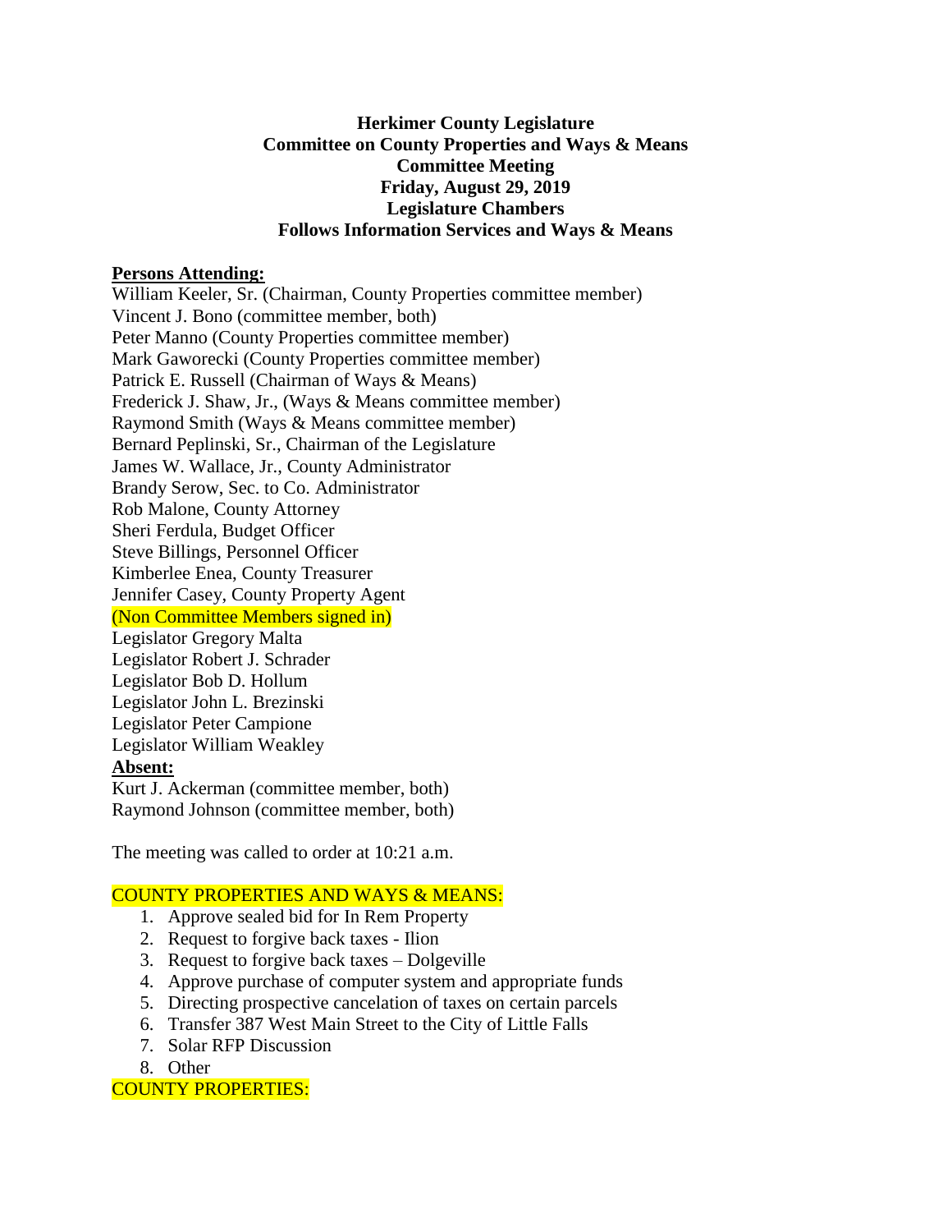**Herkimer County Legislature**
**Committee on County Properties and Ways & Means**
**Committee Meeting**
**Friday, August 29, 2019**
**Legislature Chambers**
**Follows Information Services and Ways & Means**

**Persons Attending:**

William Keeler, Sr. (Chairman, County Properties committee member)
Vincent J. Bono (committee member, both)
Peter Manno (County Properties committee member)
Mark Gaworecki (County Properties committee member)
Patrick E. Russell (Chairman of Ways & Means)
Frederick J. Shaw, Jr., (Ways & Means committee member)
Raymond Smith (Ways & Means committee member)
Bernard Peplinski, Sr., Chairman of the Legislature
James W. Wallace, Jr., County Administrator
Brandy Serow, Sec. to Co. Administrator
Rob Malone, County Attorney
Sheri Ferdula, Budget Officer
Steve Billings, Personnel Officer
Kimberlee Enea, County Treasurer
Jennifer Casey, County Property Agent
(Non Committee Members signed in)
Legislator Gregory Malta
Legislator Robert J. Schrader
Legislator Bob D. Hollum
Legislator John L. Brezinski
Legislator Peter Campione
Legislator William Weakley

**Absent:**

Kurt J. Ackerman (committee member, both)
Raymond Johnson (committee member, both)

The meeting was called to order at 10:21 a.m.

COUNTY PROPERTIES AND WAYS & MEANS:

1. Approve sealed bid for In Rem Property
2. Request to forgive back taxes - Ilion
3. Request to forgive back taxes – Dolgeville
4. Approve purchase of computer system and appropriate funds
5. Directing prospective cancelation of taxes on certain parcels
6. Transfer 387 West Main Street to the City of Little Falls
7. Solar RFP Discussion
8. Other

COUNTY PROPERTIES: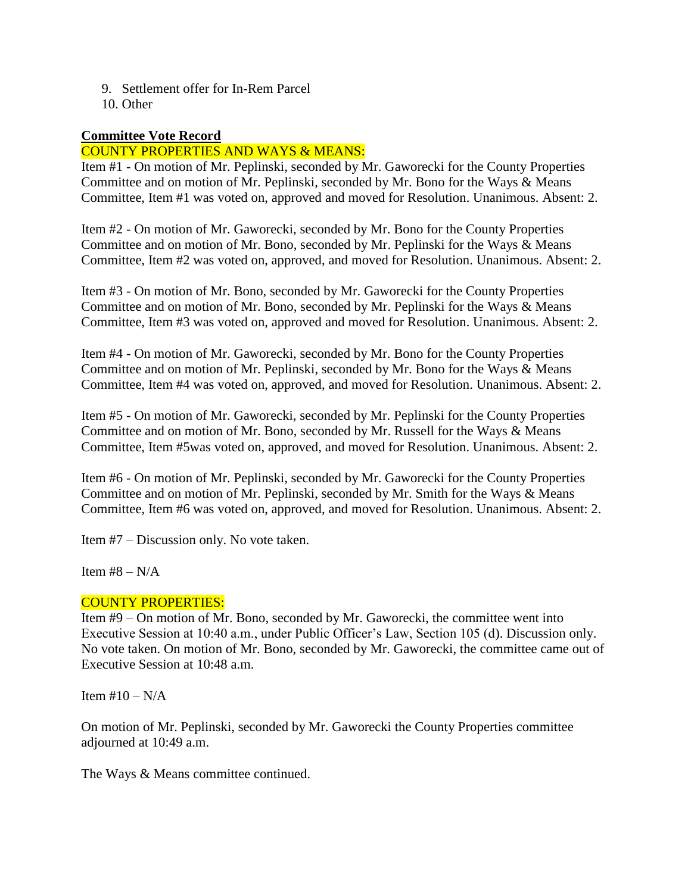9. Settlement offer for In-Rem Parcel
10. Other

**Committee Vote Record**

COUNTY PROPERTIES AND WAYS & MEANS:

Item #1 - On motion of Mr. Peplinski, seconded by Mr. Gaworecki for the County Properties Committee and on motion of Mr. Peplinski, seconded by Mr. Bono for the Ways & Means Committee, Item #1 was voted on, approved and moved for Resolution. Unanimous. Absent: 2.

Item #2 - On motion of Mr. Gaworecki, seconded by Mr. Bono for the County Properties Committee and on motion of Mr. Bono, seconded by Mr. Peplinski for the Ways & Means Committee, Item #2 was voted on, approved, and moved for Resolution. Unanimous. Absent: 2.

Item #3 - On motion of Mr. Bono, seconded by Mr. Gaworecki for the County Properties Committee and on motion of Mr. Bono, seconded by Mr. Peplinski for the Ways & Means Committee, Item #3 was voted on, approved and moved for Resolution. Unanimous. Absent: 2.

Item #4 - On motion of Mr. Gaworecki, seconded by Mr. Bono for the County Properties Committee and on motion of Mr. Peplinski, seconded by Mr. Bono for the Ways & Means Committee, Item #4 was voted on, approved, and moved for Resolution. Unanimous. Absent: 2.

Item #5 - On motion of Mr. Gaworecki, seconded by Mr. Peplinski for the County Properties Committee and on motion of Mr. Bono, seconded by Mr. Russell for the Ways & Means Committee, Item #5was voted on, approved, and moved for Resolution. Unanimous. Absent: 2.

Item #6 - On motion of Mr. Peplinski, seconded by Mr. Gaworecki for the County Properties Committee and on motion of Mr. Peplinski, seconded by Mr. Smith for the Ways & Means Committee, Item #6 was voted on, approved, and moved for Resolution. Unanimous. Absent: 2.

Item #7 – Discussion only. No vote taken.

Item #8 – N/A

COUNTY PROPERTIES:

Item #9 – On motion of Mr. Bono, seconded by Mr. Gaworecki, the committee went into Executive Session at 10:40 a.m., under Public Officer's Law, Section 105 (d). Discussion only. No vote taken. On motion of Mr. Bono, seconded by Mr. Gaworecki, the committee came out of Executive Session at 10:48 a.m.

Item #10 – N/A

On motion of Mr. Peplinski, seconded by Mr. Gaworecki the County Properties committee adjourned at 10:49 a.m.

The Ways & Means committee continued.